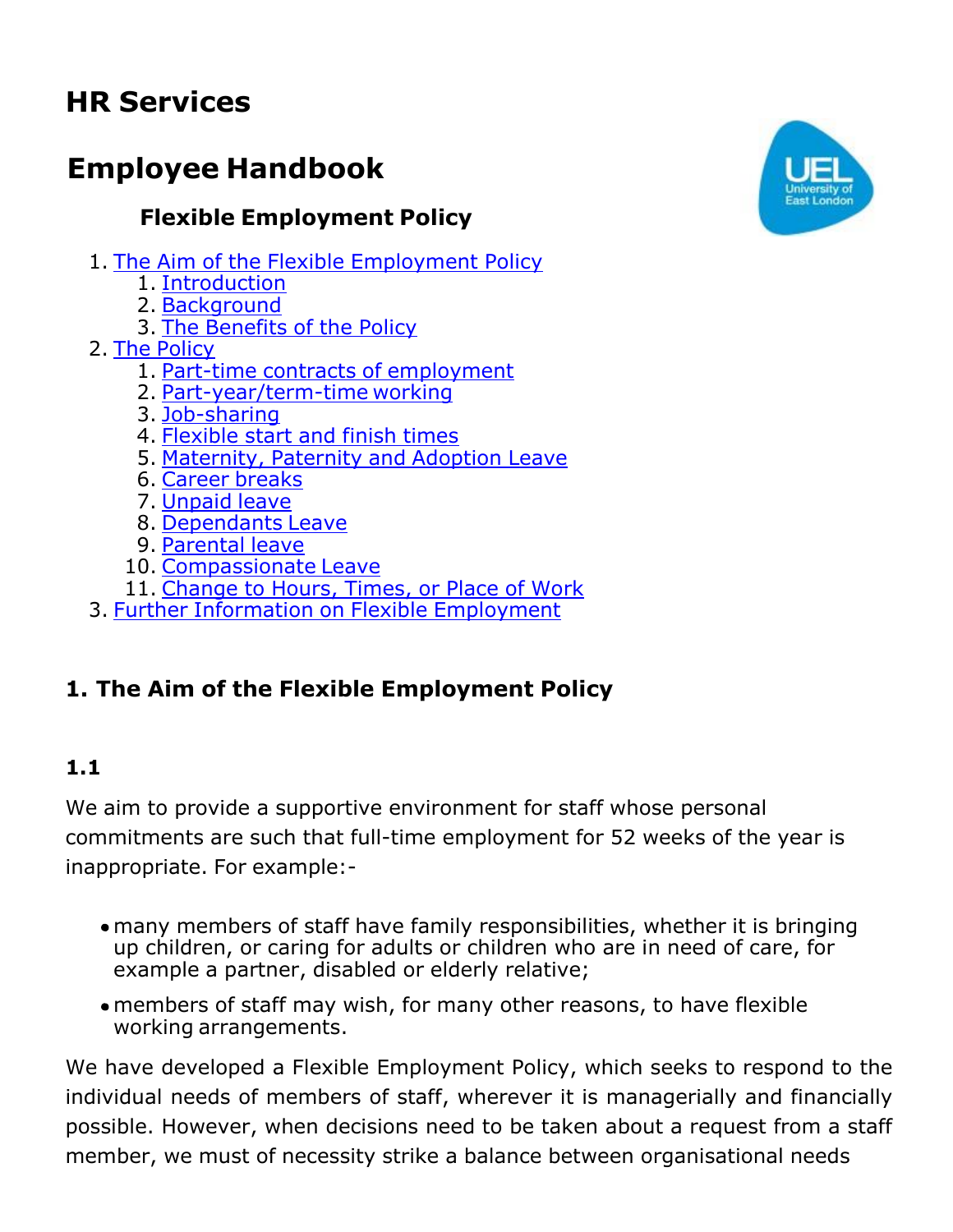# HR Services

# Employee Handbook

### Flexible Employment Policy

1. The Aim of the Flexible Employment Policy
    1. Introduction
    2. Background
    3. The Benefits of the Policy
2. The Policy
    1. Part-time contracts of employment
    2. Part-year/term-time working
    3. Job-sharing
    4. Flexible start and finish times
    5. Maternity, Paternity and Adoption Leave
    6. Career breaks
    7. Unpaid leave
    8. Dependants Leave
    9. Parental leave
    10. Compassionate Leave
    11. Change to Hours, Times, or Place of Work
3. Further Information on Flexible Employment

## 1. The Aim of the Flexible Employment Policy

### 1.1

We aim to provide a supportive environment for staff whose personal commitments are such that full-time employment for 52 weeks of the year is inappropriate. For example:-

- many members of staff have family responsibilities, whether it is bringing up children, or caring for adults or children who are in need of care, for example a partner, disabled or elderly relative;
- members of staff may wish, for many other reasons, to have flexible working arrangements.

We have developed a Flexible Employment Policy, which seeks to respond to the individual needs of members of staff, wherever it is managerially and financially possible. However, when decisions need to be taken about a request from a staff member, we must of necessity strike a balance between organisational needs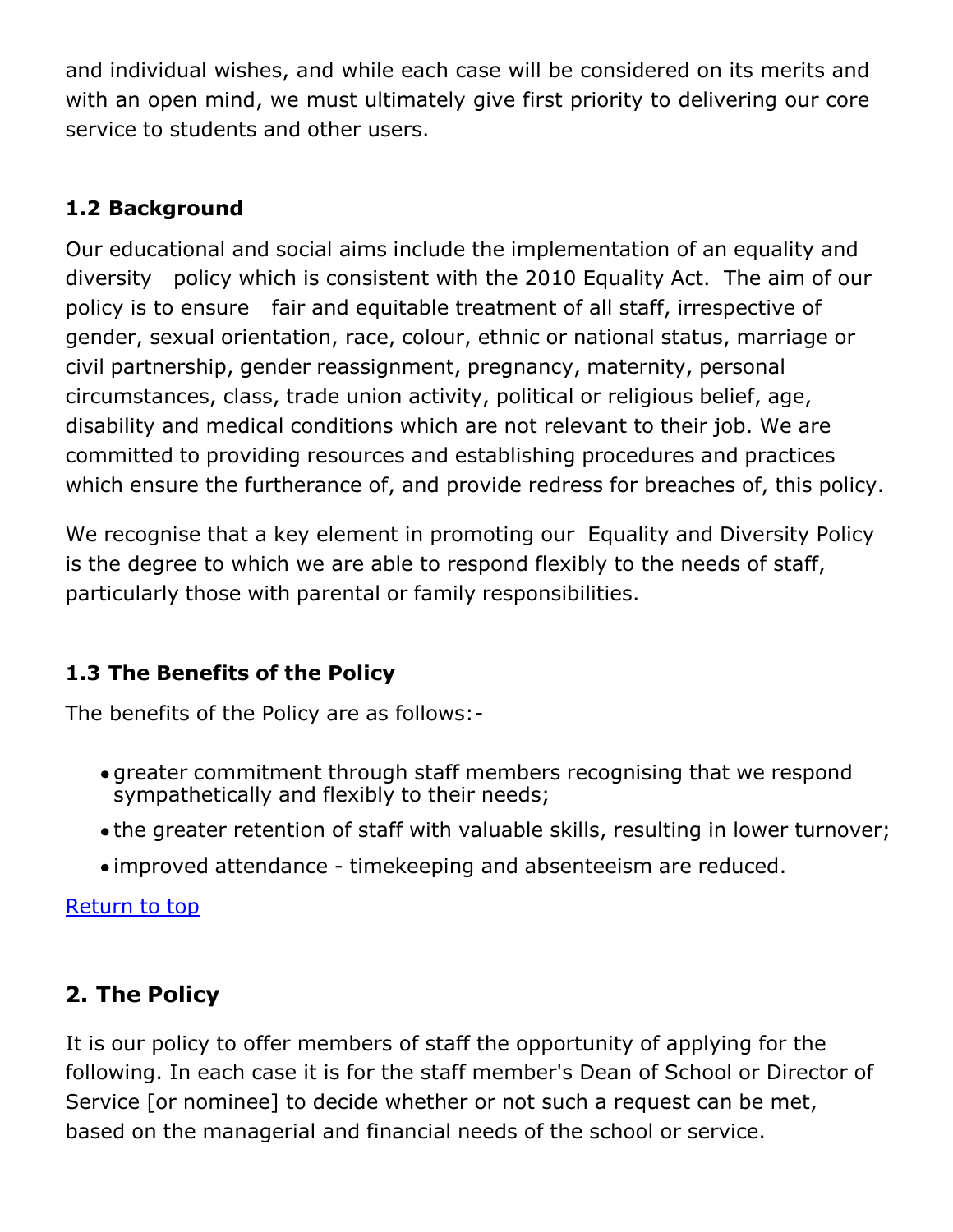and individual wishes, and while each case will be considered on its merits and with an open mind, we must ultimately give first priority to delivering our core service to students and other users.

### 1.2 Background

Our educational and social aims include the implementation of an equality and diversity policy which is consistent with the 2010 Equality Act. The aim of our policy is to ensure fair and equitable treatment of all staff, irrespective of gender, sexual orientation, race, colour, ethnic or national status, marriage or civil partnership, gender reassignment, pregnancy, maternity, personal circumstances, class, trade union activity, political or religious belief, age, disability and medical conditions which are not relevant to their job. We are committed to providing resources and establishing procedures and practices which ensure the furtherance of, and provide redress for breaches of, this policy.

We recognise that a key element in promoting our Equality and Diversity Policy is the degree to which we are able to respond flexibly to the needs of staff, particularly those with parental or family responsibilities.

### 1.3 The Benefits of the Policy

The benefits of the Policy are as follows:-

- greater commitment through staff members recognising that we respond sympathetically and flexibly to their needs;
- the greater retention of staff with valuable skills, resulting in lower turnover;
- improved attendance - timekeeping and absenteeism are reduced.

Return to top

## 2. The Policy

It is our policy to offer members of staff the opportunity of applying for the following. In each case it is for the staff member's Dean of School or Director of Service [or nominee] to decide whether or not such a request can be met, based on the managerial and financial needs of the school or service.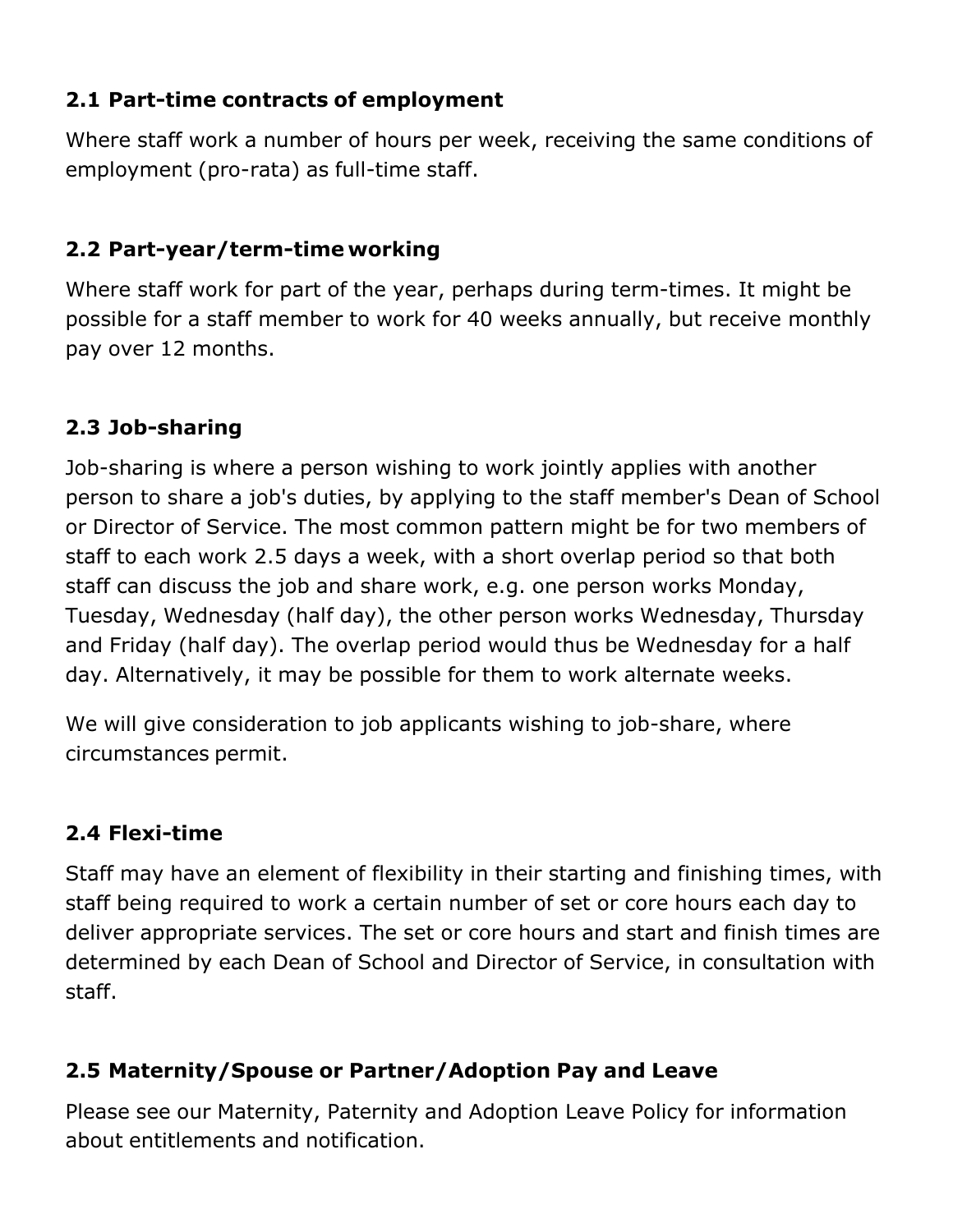### 2.1 Part-time contracts of employment

Where staff work a number of hours per week, receiving the same conditions of employment (pro-rata) as full-time staff.

### 2.2 Part-year/term-time working

Where staff work for part of the year, perhaps during term-times. It might be possible for a staff member to work for 40 weeks annually, but receive monthly pay over 12 months.

### 2.3 Job-sharing

Job-sharing is where a person wishing to work jointly applies with another person to share a job's duties, by applying to the staff member's Dean of School or Director of Service. The most common pattern might be for two members of staff to each work 2.5 days a week, with a short overlap period so that both staff can discuss the job and share work, e.g. one person works Monday, Tuesday, Wednesday (half day), the other person works Wednesday, Thursday and Friday (half day). The overlap period would thus be Wednesday for a half day. Alternatively, it may be possible for them to work alternate weeks.

We will give consideration to job applicants wishing to job-share, where circumstances permit.

### 2.4 Flexi-time

Staff may have an element of flexibility in their starting and finishing times, with staff being required to work a certain number of set or core hours each day to deliver appropriate services. The set or core hours and start and finish times are determined by each Dean of School and Director of Service, in consultation with staff.

### 2.5 Maternity/Spouse or Partner/Adoption Pay and Leave

Please see our Maternity, Paternity and Adoption Leave Policy for information about entitlements and notification.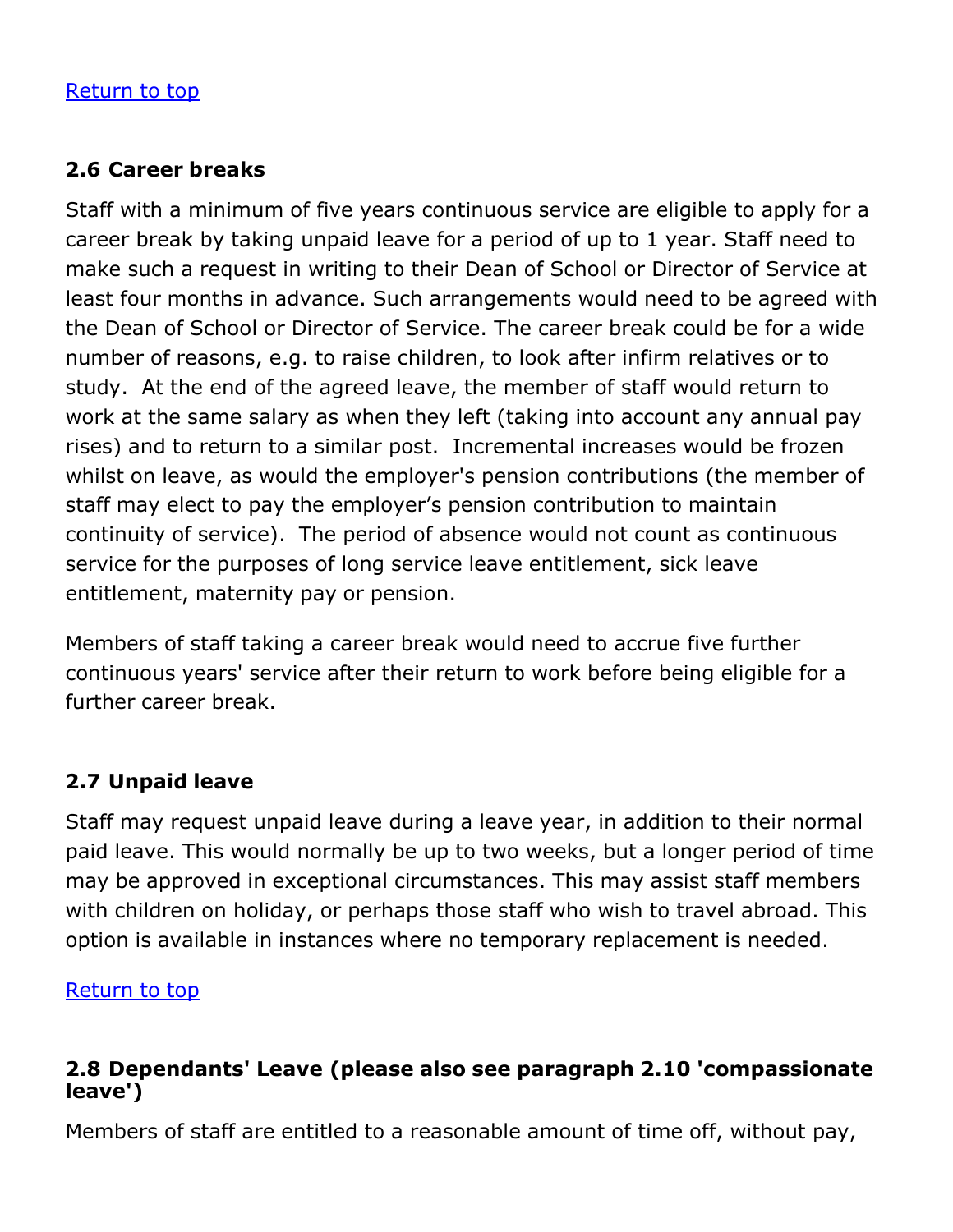[Return to top]()

### 2.6 Career breaks

Staff with a minimum of five years continuous service are eligible to apply for a career break by taking unpaid leave for a period of up to 1 year. Staff need to make such a request in writing to their Dean of School or Director of Service at least four months in advance. Such arrangements would need to be agreed with the Dean of School or Director of Service. The career break could be for a wide number of reasons, e.g. to raise children, to look after infirm relatives or to study. At the end of the agreed leave, the member of staff would return to work at the same salary as when they left (taking into account any annual pay rises) and to return to a similar post. Incremental increases would be frozen whilst on leave, as would the employer's pension contributions (the member of staff may elect to pay the employer's pension contribution to maintain continuity of service). The period of absence would not count as continuous service for the purposes of long service leave entitlement, sick leave entitlement, maternity pay or pension.

Members of staff taking a career break would need to accrue five further continuous years' service after their return to work before being eligible for a further career break.

### 2.7 Unpaid leave

Staff may request unpaid leave during a leave year, in addition to their normal paid leave. This would normally be up to two weeks, but a longer period of time may be approved in exceptional circumstances. This may assist staff members with children on holiday, or perhaps those staff who wish to travel abroad. This option is available in instances where no temporary replacement is needed.

[Return to top]()

### 2.8 Dependants' Leave (please also see paragraph 2.10 'compassionate leave')

Members of staff are entitled to a reasonable amount of time off, without pay,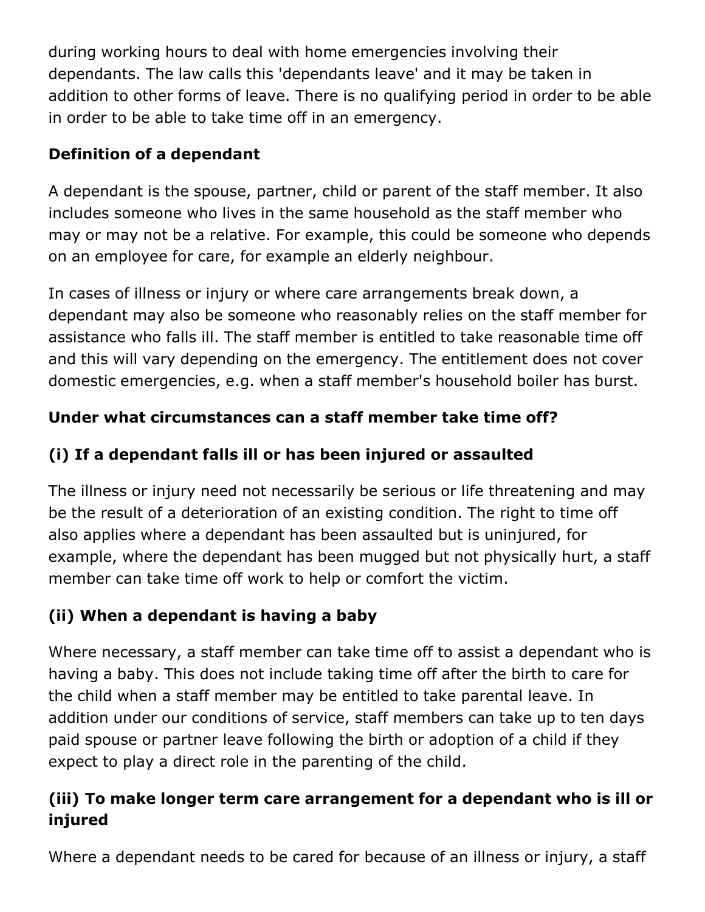during working hours to deal with home emergencies involving their dependants. The law calls this 'dependants leave' and it may be taken in addition to other forms of leave. There is no qualifying period in order to be able in order to be able to take time off in an emergency.

**Definition of a dependant**

A dependant is the spouse, partner, child or parent of the staff member. It also includes someone who lives in the same household as the staff member who may or may not be a relative. For example, this could be someone who depends on an employee for care, for example an elderly neighbour.

In cases of illness or injury or where care arrangements break down, a dependant may also be someone who reasonably relies on the staff member for assistance who falls ill. The staff member is entitled to take reasonable time off and this will vary depending on the emergency. The entitlement does not cover domestic emergencies, e.g. when a staff member's household boiler has burst.

**Under what circumstances can a staff member take time off?**

### (i) If a dependant falls ill or has been injured or assaulted

The illness or injury need not necessarily be serious or life threatening and may be the result of a deterioration of an existing condition. The right to time off also applies where a dependant has been assaulted but is uninjured, for example, where the dependant has been mugged but not physically hurt, a staff member can take time off work to help or comfort the victim.

### (ii) When a dependant is having a baby

Where necessary, a staff member can take time off to assist a dependant who is having a baby. This does not include taking time off after the birth to care for the child when a staff member may be entitled to take parental leave. In addition under our conditions of service, staff members can take up to ten days paid spouse or partner leave following the birth or adoption of a child if they expect to play a direct role in the parenting of the child.

### (iii) To make longer term care arrangement for a dependant who is ill or injured

Where a dependant needs to be cared for because of an illness or injury, a staff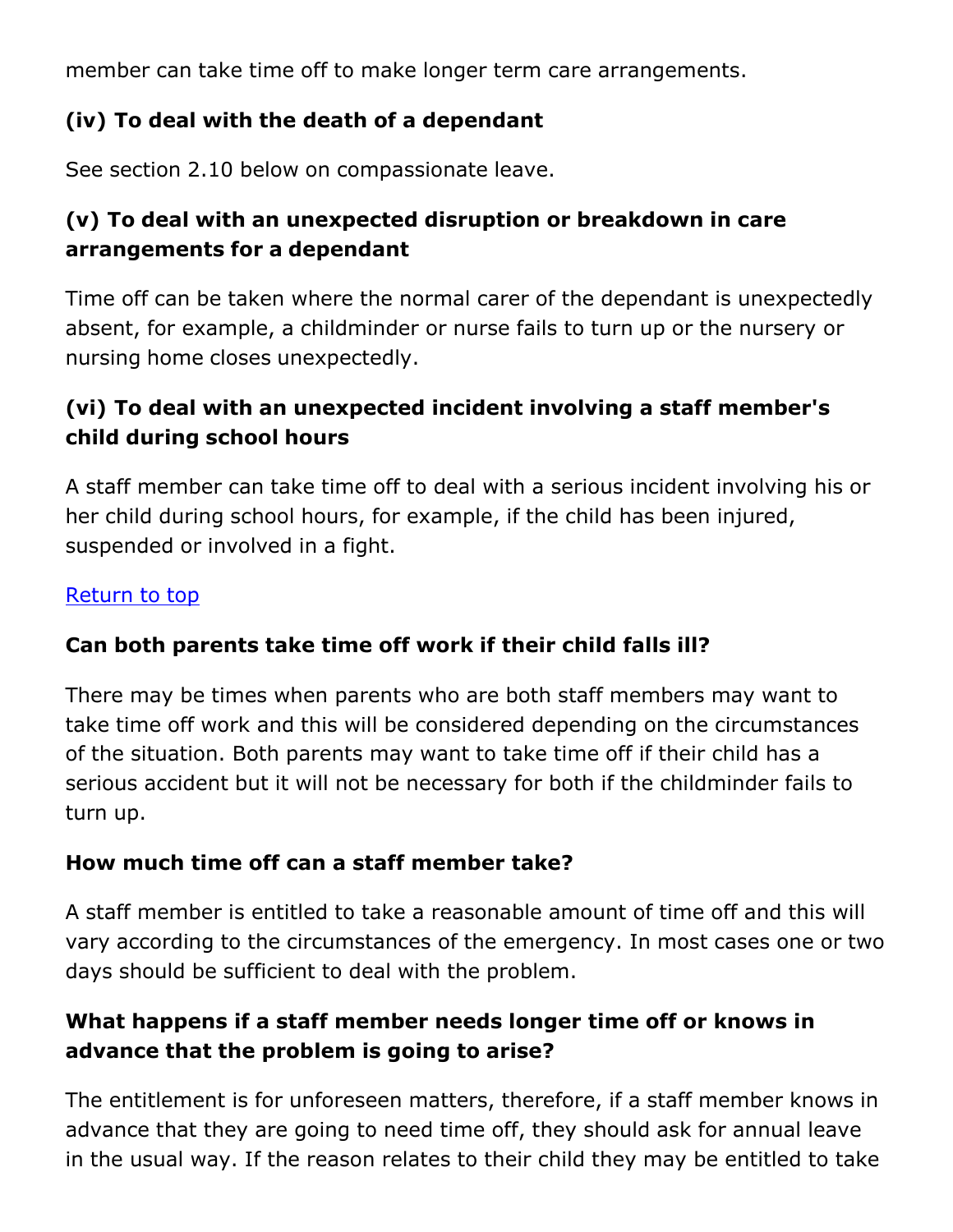member can take time off to make longer term care arrangements.

### (iv) To deal with the death of a dependant

See section 2.10 below on compassionate leave.

### (v) To deal with an unexpected disruption or breakdown in care arrangements for a dependant

Time off can be taken where the normal carer of the dependant is unexpectedly absent, for example, a childminder or nurse fails to turn up or the nursery or nursing home closes unexpectedly.

### (vi) To deal with an unexpected incident involving a staff member's child during school hours

A staff member can take time off to deal with a serious incident involving his or her child during school hours, for example, if the child has been injured, suspended or involved in a fight.

Return to top

### Can both parents take time off work if their child falls ill?

There may be times when parents who are both staff members may want to take time off work and this will be considered depending on the circumstances of the situation. Both parents may want to take time off if their child has a serious accident but it will not be necessary for both if the childminder fails to turn up.

### How much time off can a staff member take?

A staff member is entitled to take a reasonable amount of time off and this will vary according to the circumstances of the emergency. In most cases one or two days should be sufficient to deal with the problem.

### What happens if a staff member needs longer time off or knows in advance that the problem is going to arise?

The entitlement is for unforeseen matters, therefore, if a staff member knows in advance that they are going to need time off, they should ask for annual leave in the usual way. If the reason relates to their child they may be entitled to take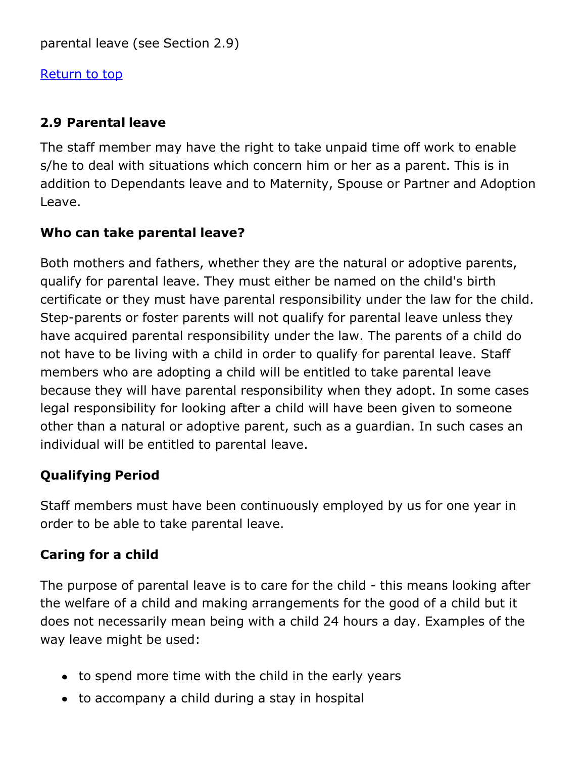parental leave (see Section 2.9)

Return to top

## 2.9 Parental leave

The staff member may have the right to take unpaid time off work to enable s/he to deal with situations which concern him or her as a parent. This is in addition to Dependants leave and to Maternity, Spouse or Partner and Adoption Leave.

### Who can take parental leave?

Both mothers and fathers, whether they are the natural or adoptive parents, qualify for parental leave. They must either be named on the child's birth certificate or they must have parental responsibility under the law for the child. Step-parents or foster parents will not qualify for parental leave unless they have acquired parental responsibility under the law. The parents of a child do not have to be living with a child in order to qualify for parental leave. Staff members who are adopting a child will be entitled to take parental leave because they will have parental responsibility when they adopt. In some cases legal responsibility for looking after a child will have been given to someone other than a natural or adoptive parent, such as a guardian. In such cases an individual will be entitled to parental leave.

### Qualifying Period

Staff members must have been continuously employed by us for one year in order to be able to take parental leave.

### Caring for a child

The purpose of parental leave is to care for the child - this means looking after the welfare of a child and making arrangements for the good of a child but it does not necessarily mean being with a child 24 hours a day. Examples of the way leave might be used:

- to spend more time with the child in the early years
- to accompany a child during a stay in hospital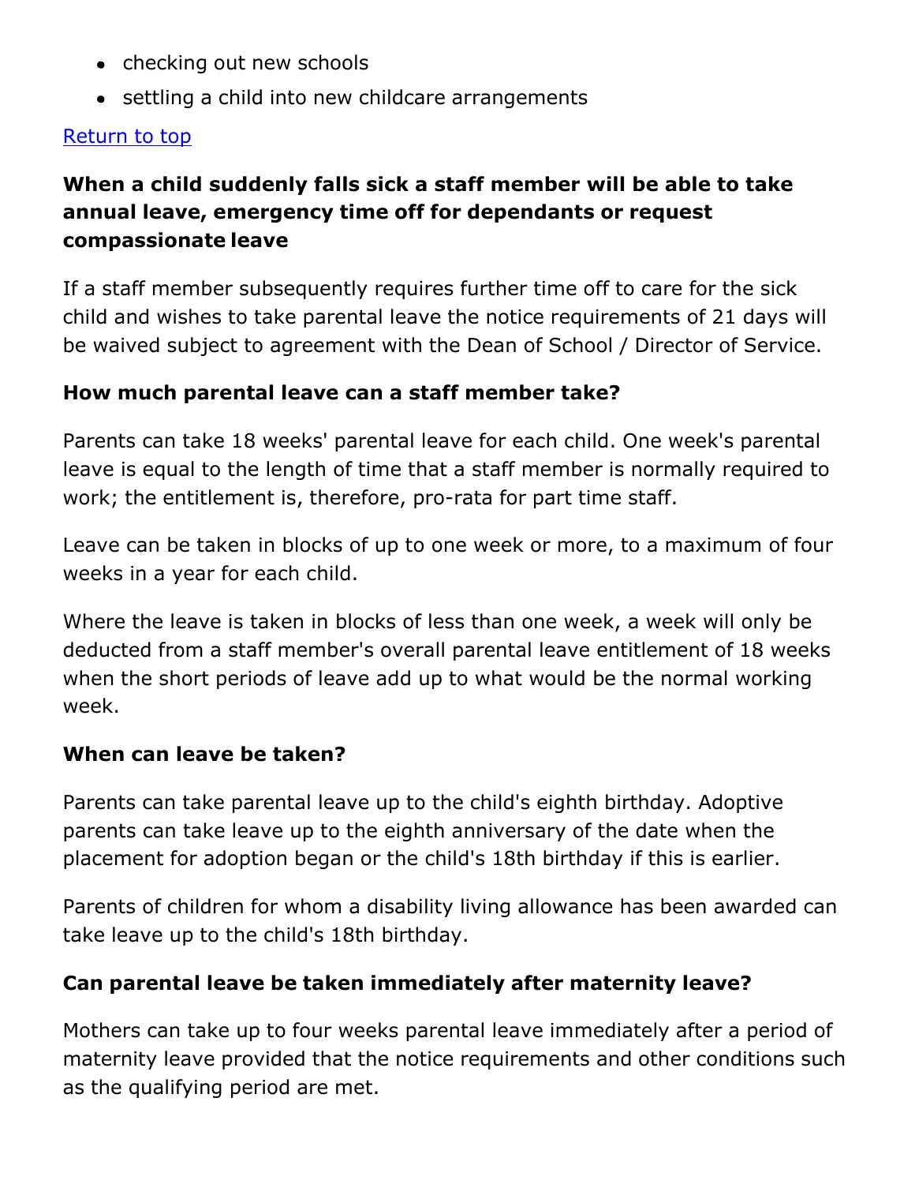- checking out new schools
- settling a child into new childcare arrangements

[Return to top]

### When a child suddenly falls sick a staff member will be able to take annual leave, emergency time off for dependants or request compassionate leave

If a staff member subsequently requires further time off to care for the sick child and wishes to take parental leave the notice requirements of 21 days will be waived subject to agreement with the Dean of School / Director of Service.

### How much parental leave can a staff member take?

Parents can take 18 weeks' parental leave for each child. One week's parental leave is equal to the length of time that a staff member is normally required to work; the entitlement is, therefore, pro-rata for part time staff.

Leave can be taken in blocks of up to one week or more, to a maximum of four weeks in a year for each child.

Where the leave is taken in blocks of less than one week, a week will only be deducted from a staff member's overall parental leave entitlement of 18 weeks when the short periods of leave add up to what would be the normal working week.

### When can leave be taken?

Parents can take parental leave up to the child's eighth birthday. Adoptive parents can take leave up to the eighth anniversary of the date when the placement for adoption began or the child's 18th birthday if this is earlier.

Parents of children for whom a disability living allowance has been awarded can take leave up to the child's 18th birthday.

### Can parental leave be taken immediately after maternity leave?

Mothers can take up to four weeks parental leave immediately after a period of maternity leave provided that the notice requirements and other conditions such as the qualifying period are met.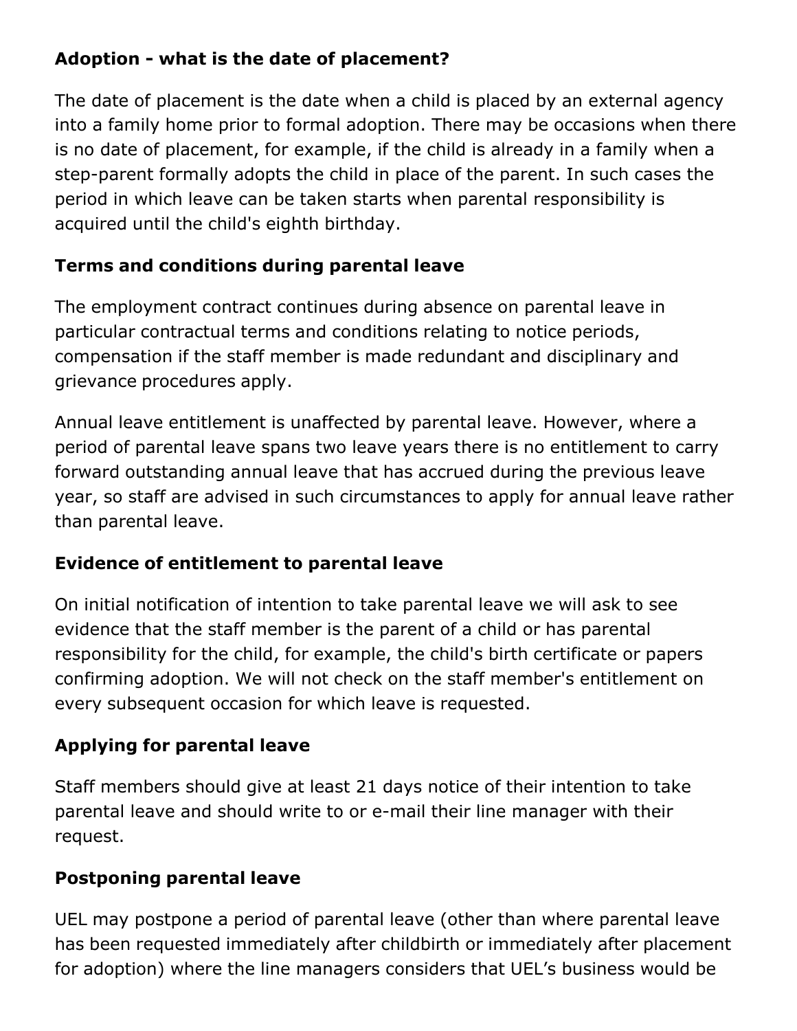**Adoption - what is the date of placement?**

The date of placement is the date when a child is placed by an external agency into a family home prior to formal adoption. There may be occasions when there is no date of placement, for example, if the child is already in a family when a step-parent formally adopts the child in place of the parent. In such cases the period in which leave can be taken starts when parental responsibility is acquired until the child's eighth birthday.

**Terms and conditions during parental leave**

The employment contract continues during absence on parental leave in particular contractual terms and conditions relating to notice periods, compensation if the staff member is made redundant and disciplinary and grievance procedures apply.

Annual leave entitlement is unaffected by parental leave. However, where a period of parental leave spans two leave years there is no entitlement to carry forward outstanding annual leave that has accrued during the previous leave year, so staff are advised in such circumstances to apply for annual leave rather than parental leave.

**Evidence of entitlement to parental leave**

On initial notification of intention to take parental leave we will ask to see evidence that the staff member is the parent of a child or has parental responsibility for the child, for example, the child's birth certificate or papers confirming adoption. We will not check on the staff member's entitlement on every subsequent occasion for which leave is requested.

**Applying for parental leave**

Staff members should give at least 21 days notice of their intention to take parental leave and should write to or e-mail their line manager with their request.

**Postponing parental leave**

UEL may postpone a period of parental leave (other than where parental leave has been requested immediately after childbirth or immediately after placement for adoption) where the line managers considers that UEL's business would be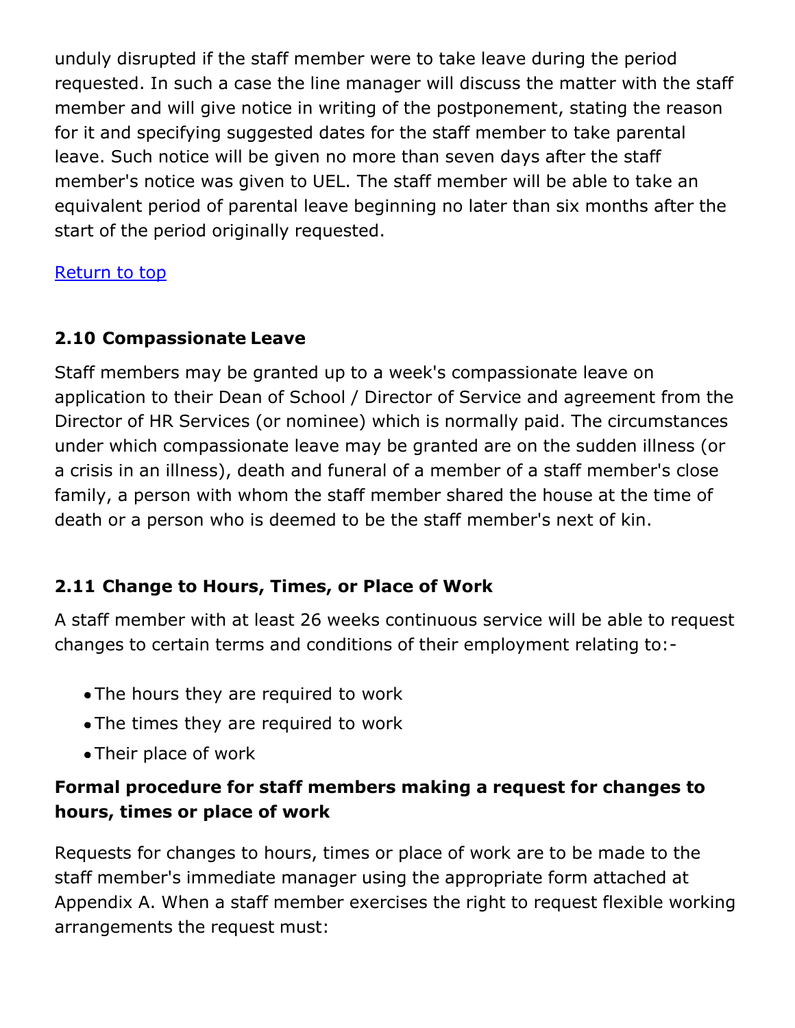unduly disrupted if the staff member were to take leave during the period requested. In such a case the line manager will discuss the matter with the staff member and will give notice in writing of the postponement, stating the reason for it and specifying suggested dates for the staff member to take parental leave. Such notice will be given no more than seven days after the staff member's notice was given to UEL. The staff member will be able to take an equivalent period of parental leave beginning no later than six months after the start of the period originally requested.

Return to top

### 2.10 Compassionate Leave

Staff members may be granted up to a week's compassionate leave on application to their Dean of School / Director of Service and agreement from the Director of HR Services (or nominee) which is normally paid. The circumstances under which compassionate leave may be granted are on the sudden illness (or a crisis in an illness), death and funeral of a member of a staff member's close family, a person with whom the staff member shared the house at the time of death or a person who is deemed to be the staff member's next of kin.

### 2.11 Change to Hours, Times, or Place of Work

A staff member with at least 26 weeks continuous service will be able to request changes to certain terms and conditions of their employment relating to:-

- The hours they are required to work
- The times they are required to work
- Their place of work

**Formal procedure for staff members making a request for changes to hours, times or place of work**

Requests for changes to hours, times or place of work are to be made to the staff member's immediate manager using the appropriate form attached at Appendix A. When a staff member exercises the right to request flexible working arrangements the request must: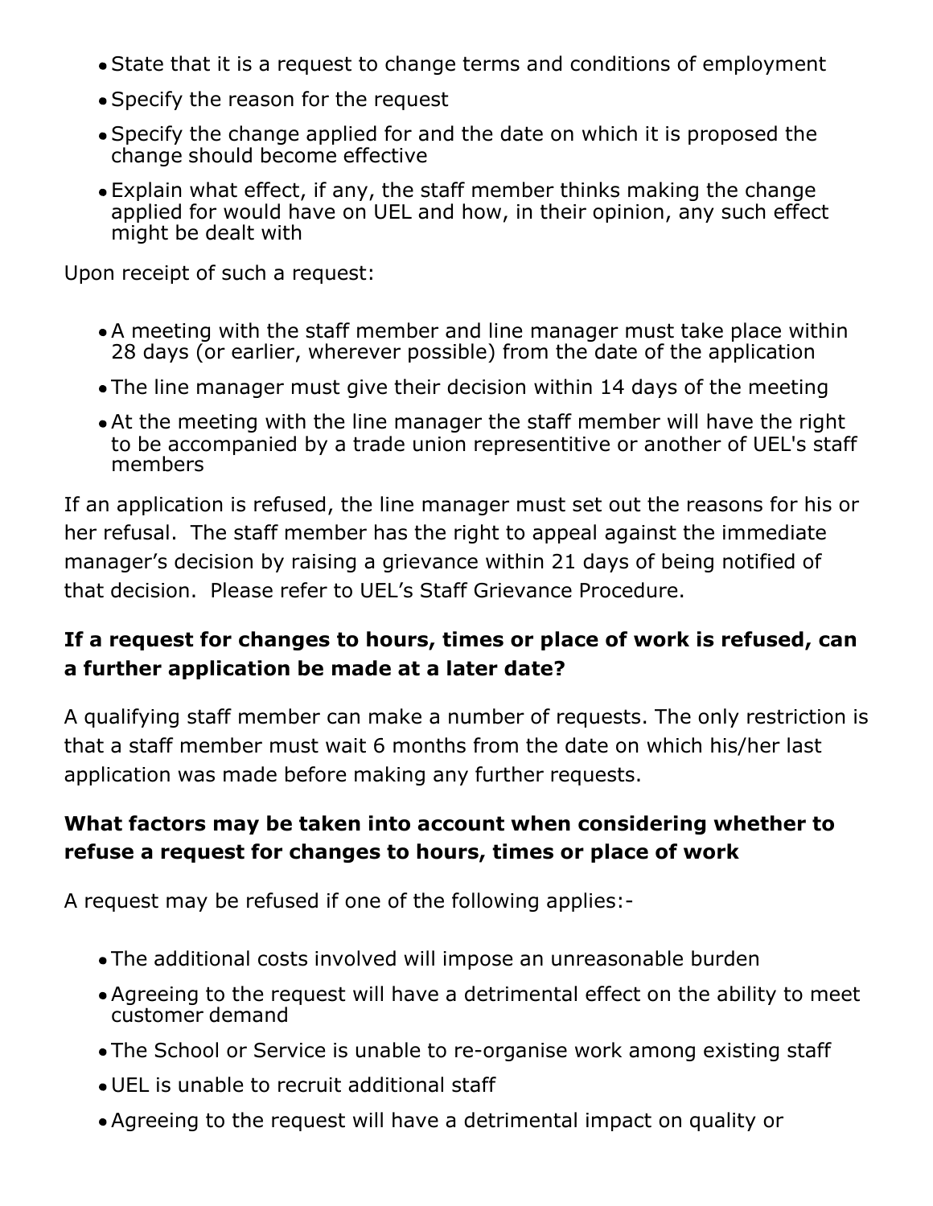- State that it is a request to change terms and conditions of employment
- Specify the reason for the request
- Specify the change applied for and the date on which it is proposed the change should become effective
- Explain what effect, if any, the staff member thinks making the change applied for would have on UEL and how, in their opinion, any such effect might be dealt with

Upon receipt of such a request:

- A meeting with the staff member and line manager must take place within 28 days (or earlier, wherever possible) from the date of the application
- The line manager must give their decision within 14 days of the meeting
- At the meeting with the line manager the staff member will have the right to be accompanied by a trade union representitive or another of UEL's staff members

If an application is refused, the line manager must set out the reasons for his or her refusal. The staff member has the right to appeal against the immediate manager's decision by raising a grievance within 21 days of being notified of that decision. Please refer to UEL's Staff Grievance Procedure.

**If a request for changes to hours, times or place of work is refused, can a further application be made at a later date?**

A qualifying staff member can make a number of requests. The only restriction is that a staff member must wait 6 months from the date on which his/her last application was made before making any further requests.

**What factors may be taken into account when considering whether to refuse a request for changes to hours, times or place of work**

A request may be refused if one of the following applies:-

- The additional costs involved will impose an unreasonable burden
- Agreeing to the request will have a detrimental effect on the ability to meet customer demand
- The School or Service is unable to re-organise work among existing staff
- UEL is unable to recruit additional staff
- Agreeing to the request will have a detrimental impact on quality or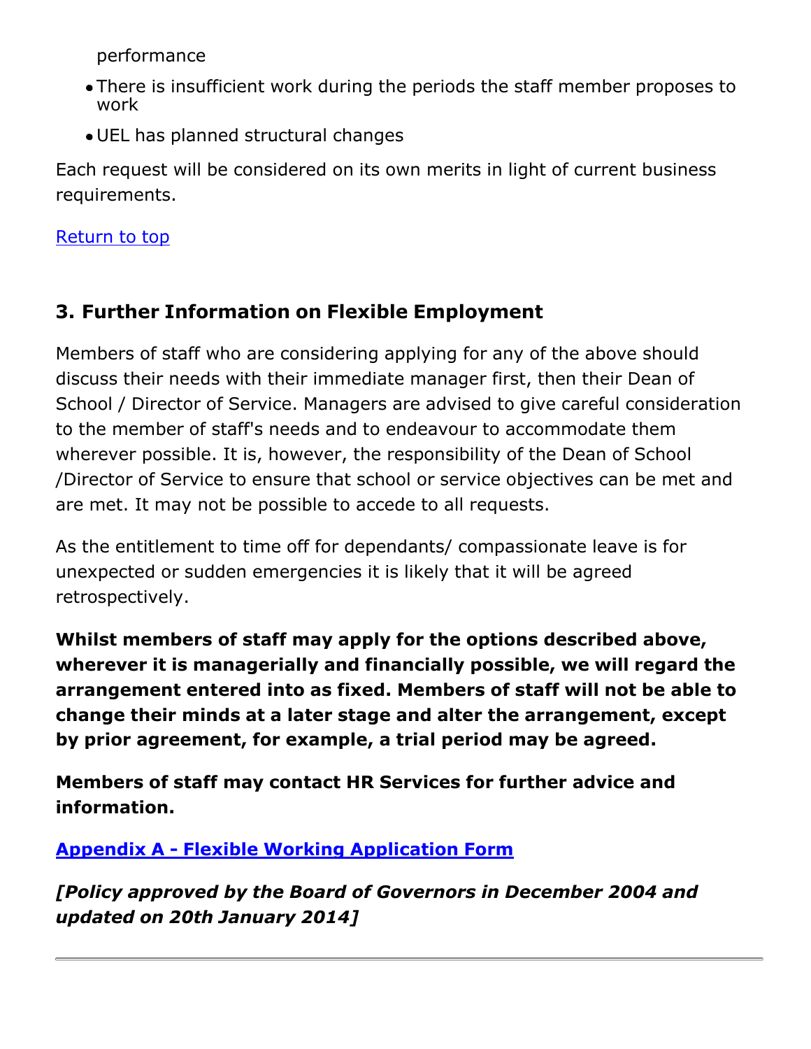performance

- There is insufficient work during the periods the staff member proposes to work
- UEL has planned structural changes

Each request will be considered on its own merits in light of current business requirements.

Return to top

## 3. Further Information on Flexible Employment

Members of staff who are considering applying for any of the above should discuss their needs with their immediate manager first, then their Dean of School / Director of Service. Managers are advised to give careful consideration to the member of staff's needs and to endeavour to accommodate them wherever possible. It is, however, the responsibility of the Dean of School /Director of Service to ensure that school or service objectives can be met and are met. It may not be possible to accede to all requests.

As the entitlement to time off for dependants/ compassionate leave is for unexpected or sudden emergencies it is likely that it will be agreed retrospectively.

**Whilst members of staff may apply for the options described above, wherever it is managerially and financially possible, we will regard the arrangement entered into as fixed. Members of staff will not be able to change their minds at a later stage and alter the arrangement, except by prior agreement, for example, a trial period may be agreed.**

**Members of staff may contact HR Services for further advice and information.**

**Appendix A - Flexible Working Application Form**

***[Policy approved by the Board of Governors in December 2004 and updated on 20th January 2014]***

---